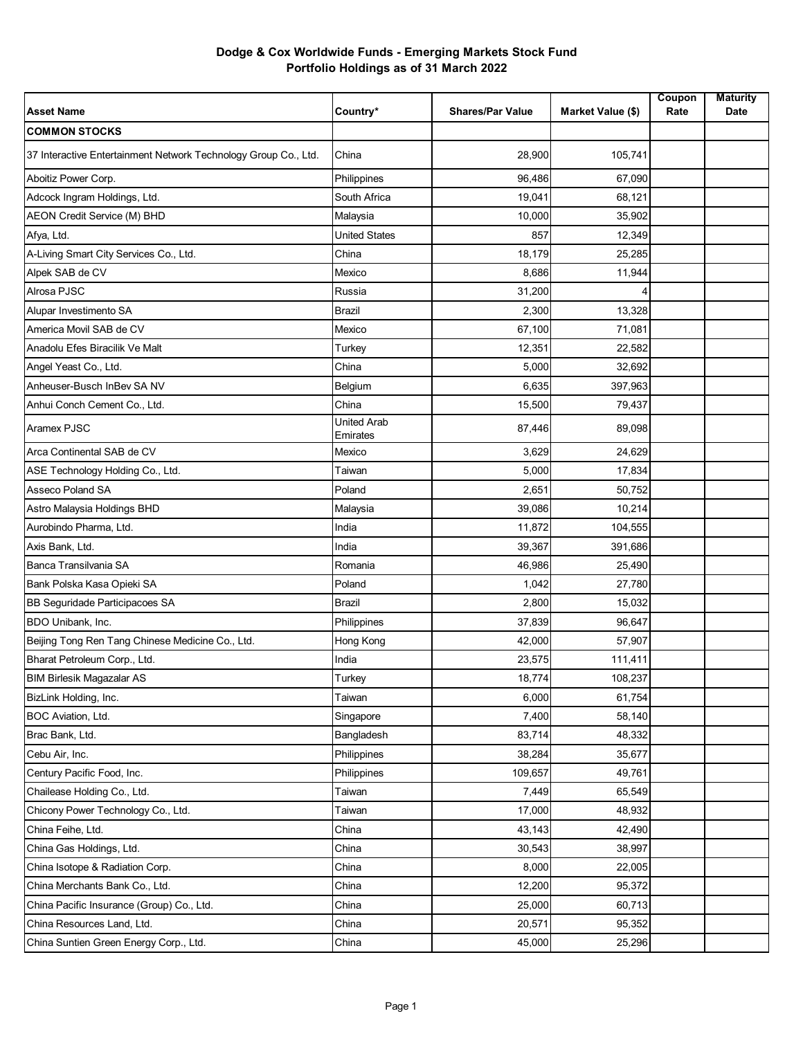# Dodge & Cox Worldwide Funds - Emerging Markets Stock Fund
## Portfolio Holdings as of 31 March 2022

| Asset Name | Country* | Shares/Par Value | Market Value ($) | Coupon Rate | Maturity Date |
|---|---|---|---|---|---|
| **COMMON STOCKS** | | | | | |
| 37 Interactive Entertainment Network Technology Group Co., Ltd. | China | 28,900 | 105,741 | | |
| Aboitiz Power Corp. | Philippines | 96,486 | 67,090 | | |
| Adcock Ingram Holdings, Ltd. | South Africa | 19,041 | 68,121 | | |
| AEON Credit Service (M) BHD | Malaysia | 10,000 | 35,902 | | |
| Afya, Ltd. | United States | 857 | 12,349 | | |
| A-Living Smart City Services Co., Ltd. | China | 18,179 | 25,285 | | |
| Alpek SAB de CV | Mexico | 8,686 | 11,944 | | |
| Alrosa PJSC | Russia | 31,200 | 4 | | |
| Alupar Investimento SA | Brazil | 2,300 | 13,328 | | |
| America Movil SAB de CV | Mexico | 67,100 | 71,081 | | |
| Anadolu Efes Biracilik Ve Malt | Turkey | 12,351 | 22,582 | | |
| Angel Yeast Co., Ltd. | China | 5,000 | 32,692 | | |
| Anheuser-Busch InBev SA NV | Belgium | 6,635 | 397,963 | | |
| Anhui Conch Cement Co., Ltd. | China | 15,500 | 79,437 | | |
| Aramex PJSC | United Arab Emirates | 87,446 | 89,098 | | |
| Arca Continental SAB de CV | Mexico | 3,629 | 24,629 | | |
| ASE Technology Holding Co., Ltd. | Taiwan | 5,000 | 17,834 | | |
| Asseco Poland SA | Poland | 2,651 | 50,752 | | |
| Astro Malaysia Holdings BHD | Malaysia | 39,086 | 10,214 | | |
| Aurobindo Pharma, Ltd. | India | 11,872 | 104,555 | | |
| Axis Bank, Ltd. | India | 39,367 | 391,686 | | |
| Banca Transilvania SA | Romania | 46,986 | 25,490 | | |
| Bank Polska Kasa Opieki SA | Poland | 1,042 | 27,780 | | |
| BB Seguridade Participacoes SA | Brazil | 2,800 | 15,032 | | |
| BDO Unibank, Inc. | Philippines | 37,839 | 96,647 | | |
| Beijing Tong Ren Tang Chinese Medicine Co., Ltd. | Hong Kong | 42,000 | 57,907 | | |
| Bharat Petroleum Corp., Ltd. | India | 23,575 | 111,411 | | |
| BIM Birlesik Magazalar AS | Turkey | 18,774 | 108,237 | | |
| BizLink Holding, Inc. | Taiwan | 6,000 | 61,754 | | |
| BOC Aviation, Ltd. | Singapore | 7,400 | 58,140 | | |
| Brac Bank, Ltd. | Bangladesh | 83,714 | 48,332 | | |
| Cebu Air, Inc. | Philippines | 38,284 | 35,677 | | |
| Century Pacific Food, Inc. | Philippines | 109,657 | 49,761 | | |
| Chailease Holding Co., Ltd. | Taiwan | 7,449 | 65,549 | | |
| Chicony Power Technology Co., Ltd. | Taiwan | 17,000 | 48,932 | | |
| China Feihe, Ltd. | China | 43,143 | 42,490 | | |
| China Gas Holdings, Ltd. | China | 30,543 | 38,997 | | |
| China Isotope & Radiation Corp. | China | 8,000 | 22,005 | | |
| China Merchants Bank Co., Ltd. | China | 12,200 | 95,372 | | |
| China Pacific Insurance (Group) Co., Ltd. | China | 25,000 | 60,713 | | |
| China Resources Land, Ltd. | China | 20,571 | 95,352 | | |
| China Suntien Green Energy Corp., Ltd. | China | 45,000 | 25,296 | | |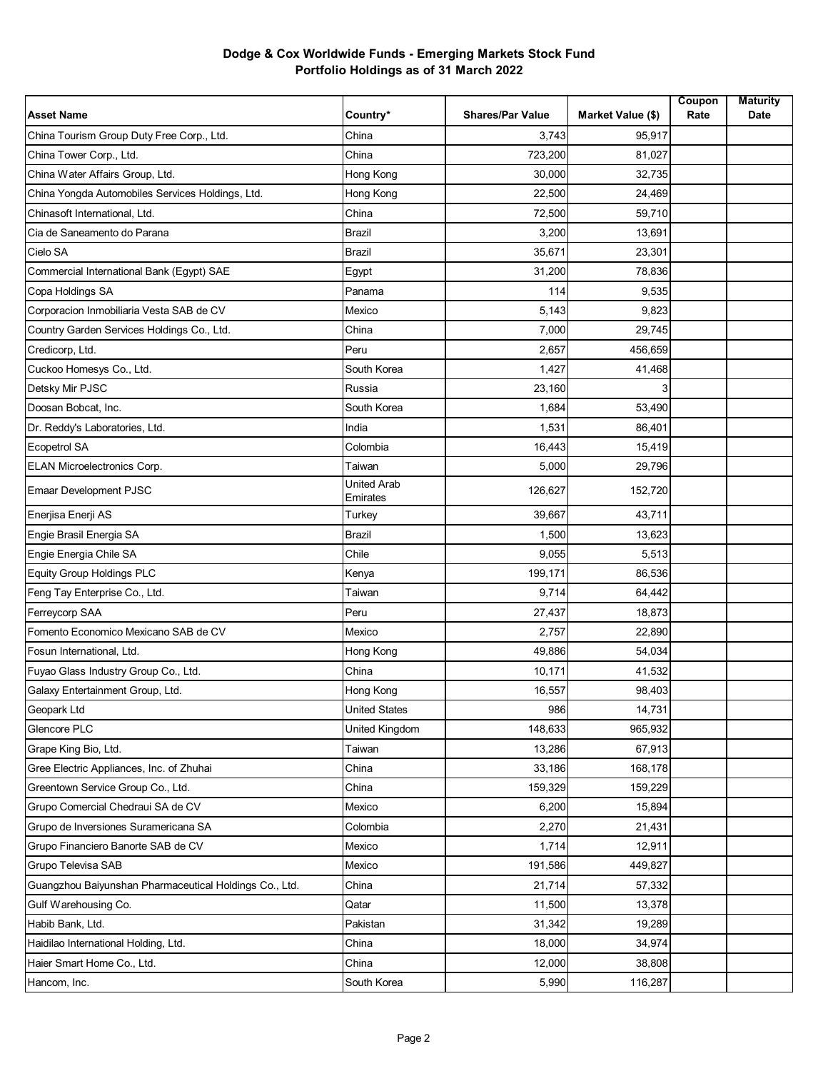# Dodge & Cox Worldwide Funds - Emerging Markets Stock Fund
## Portfolio Holdings as of 31 March 2022

| Asset Name | Country* | Shares/Par Value | Market Value ($) | Coupon Rate | Maturity Date |
|---|---|---|---|---|---|
| China Tourism Group Duty Free Corp., Ltd. | China | 3,743 | 95,917 | | |
| China Tower Corp., Ltd. | China | 723,200 | 81,027 | | |
| China Water Affairs Group, Ltd. | Hong Kong | 30,000 | 32,735 | | |
| China Yongda Automobiles Services Holdings, Ltd. | Hong Kong | 22,500 | 24,469 | | |
| Chinasoft International, Ltd. | China | 72,500 | 59,710 | | |
| Cia de Saneamento do Parana | Brazil | 3,200 | 13,691 | | |
| Cielo SA | Brazil | 35,671 | 23,301 | | |
| Commercial International Bank (Egypt) SAE | Egypt | 31,200 | 78,836 | | |
| Copa Holdings SA | Panama | 114 | 9,535 | | |
| Corporacion Inmobiliaria Vesta SAB de CV | Mexico | 5,143 | 9,823 | | |
| Country Garden Services Holdings Co., Ltd. | China | 7,000 | 29,745 | | |
| Credicorp, Ltd. | Peru | 2,657 | 456,659 | | |
| Cuckoo Homesys Co., Ltd. | South Korea | 1,427 | 41,468 | | |
| Detsky Mir PJSC | Russia | 23,160 | 3 | | |
| Doosan Bobcat, Inc. | South Korea | 1,684 | 53,490 | | |
| Dr. Reddy's Laboratories, Ltd. | India | 1,531 | 86,401 | | |
| Ecopetrol SA | Colombia | 16,443 | 15,419 | | |
| ELAN Microelectronics Corp. | Taiwan | 5,000 | 29,796 | | |
| Emaar Development PJSC | United Arab Emirates | 126,627 | 152,720 | | |
| Enerjisa Enerji AS | Turkey | 39,667 | 43,711 | | |
| Engie Brasil Energia SA | Brazil | 1,500 | 13,623 | | |
| Engie Energia Chile SA | Chile | 9,055 | 5,513 | | |
| Equity Group Holdings PLC | Kenya | 199,171 | 86,536 | | |
| Feng Tay Enterprise Co., Ltd. | Taiwan | 9,714 | 64,442 | | |
| Ferreycorp SAA | Peru | 27,437 | 18,873 | | |
| Fomento Economico Mexicano SAB de CV | Mexico | 2,757 | 22,890 | | |
| Fosun International, Ltd. | Hong Kong | 49,886 | 54,034 | | |
| Fuyao Glass Industry Group Co., Ltd. | China | 10,171 | 41,532 | | |
| Galaxy Entertainment Group, Ltd. | Hong Kong | 16,557 | 98,403 | | |
| Geopark Ltd | United States | 986 | 14,731 | | |
| Glencore PLC | United Kingdom | 148,633 | 965,932 | | |
| Grape King Bio, Ltd. | Taiwan | 13,286 | 67,913 | | |
| Gree Electric Appliances, Inc. of Zhuhai | China | 33,186 | 168,178 | | |
| Greentown Service Group Co., Ltd. | China | 159,329 | 159,229 | | |
| Grupo Comercial Chedraui SA de CV | Mexico | 6,200 | 15,894 | | |
| Grupo de Inversiones Suramericana SA | Colombia | 2,270 | 21,431 | | |
| Grupo Financiero Banorte SAB de CV | Mexico | 1,714 | 12,911 | | |
| Grupo Televisa SAB | Mexico | 191,586 | 449,827 | | |
| Guangzhou Baiyunshan Pharmaceutical Holdings Co., Ltd. | China | 21,714 | 57,332 | | |
| Gulf Warehousing Co. | Qatar | 11,500 | 13,378 | | |
| Habib Bank, Ltd. | Pakistan | 31,342 | 19,289 | | |
| Haidilao International Holding, Ltd. | China | 18,000 | 34,974 | | |
| Haier Smart Home Co., Ltd. | China | 12,000 | 38,808 | | |
| Hancom, Inc. | South Korea | 5,990 | 116,287 | | |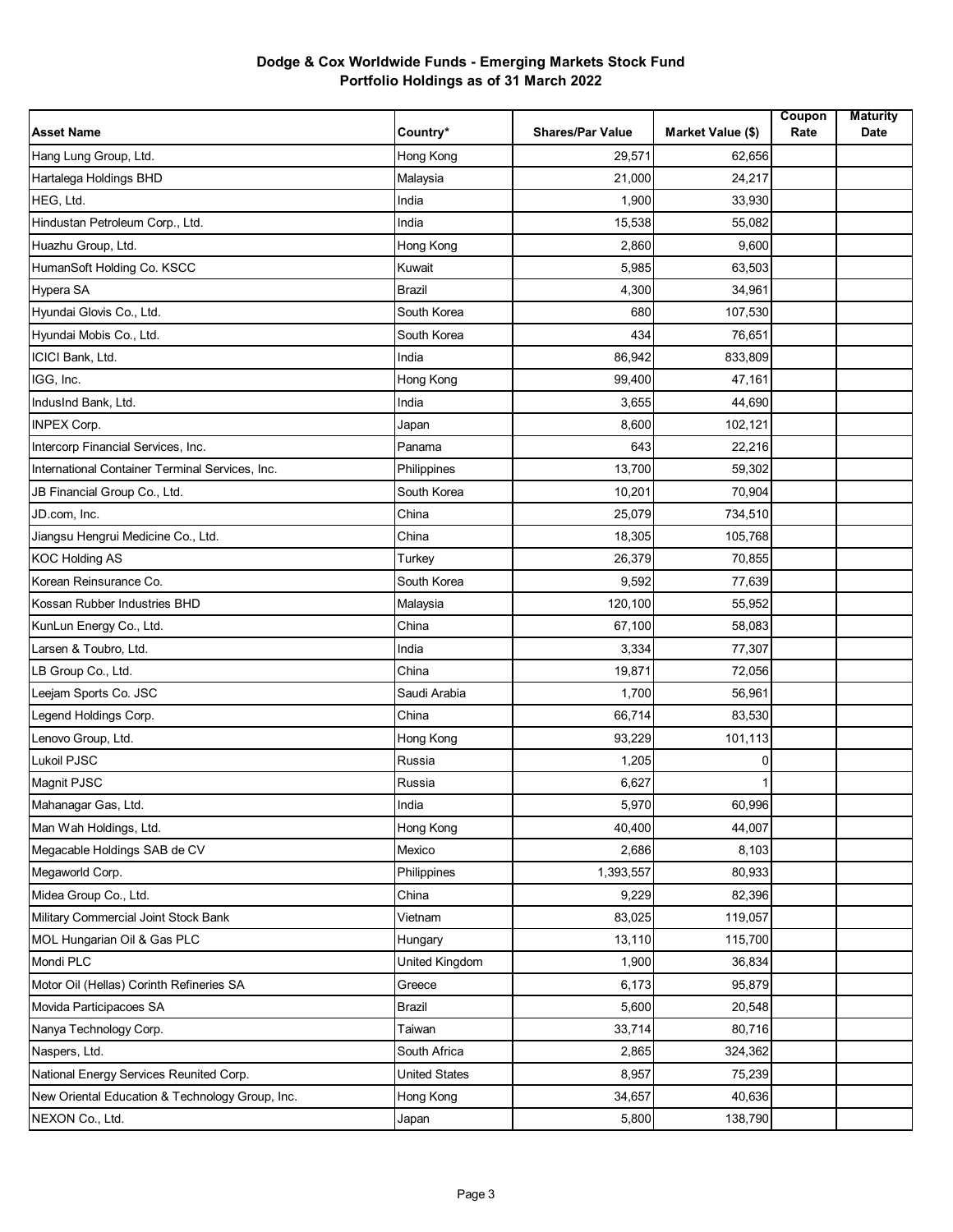# Dodge & Cox Worldwide Funds - Emerging Markets Stock Fund
## Portfolio Holdings as of 31 March 2022

| Asset Name | Country* | Shares/Par Value | Market Value ($) | Coupon Rate | Maturity Date |
|---|---|---|---|---|---|
| Hang Lung Group, Ltd. | Hong Kong | 29,571 | 62,656 | | |
| Hartalega Holdings BHD | Malaysia | 21,000 | 24,217 | | |
| HEG, Ltd. | India | 1,900 | 33,930 | | |
| Hindustan Petroleum Corp., Ltd. | India | 15,538 | 55,082 | | |
| Huazhu Group, Ltd. | Hong Kong | 2,860 | 9,600 | | |
| HumanSoft Holding Co. KSCC | Kuwait | 5,985 | 63,503 | | |
| Hypera SA | Brazil | 4,300 | 34,961 | | |
| Hyundai Glovis Co., Ltd. | South Korea | 680 | 107,530 | | |
| Hyundai Mobis Co., Ltd. | South Korea | 434 | 76,651 | | |
| ICICI Bank, Ltd. | India | 86,942 | 833,809 | | |
| IGG, Inc. | Hong Kong | 99,400 | 47,161 | | |
| IndusInd Bank, Ltd. | India | 3,655 | 44,690 | | |
| INPEX Corp. | Japan | 8,600 | 102,121 | | |
| Intercorp Financial Services, Inc. | Panama | 643 | 22,216 | | |
| International Container Terminal Services, Inc. | Philippines | 13,700 | 59,302 | | |
| JB Financial Group Co., Ltd. | South Korea | 10,201 | 70,904 | | |
| JD.com, Inc. | China | 25,079 | 734,510 | | |
| Jiangsu Hengrui Medicine Co., Ltd. | China | 18,305 | 105,768 | | |
| KOC Holding AS | Turkey | 26,379 | 70,855 | | |
| Korean Reinsurance Co. | South Korea | 9,592 | 77,639 | | |
| Kossan Rubber Industries BHD | Malaysia | 120,100 | 55,952 | | |
| KunLun Energy Co., Ltd. | China | 67,100 | 58,083 | | |
| Larsen & Toubro, Ltd. | India | 3,334 | 77,307 | | |
| LB Group Co., Ltd. | China | 19,871 | 72,056 | | |
| Leejam Sports Co. JSC | Saudi Arabia | 1,700 | 56,961 | | |
| Legend Holdings Corp. | China | 66,714 | 83,530 | | |
| Lenovo Group, Ltd. | Hong Kong | 93,229 | 101,113 | | |
| Lukoil PJSC | Russia | 1,205 | 0 | | |
| Magnit PJSC | Russia | 6,627 | 1 | | |
| Mahanagar Gas, Ltd. | India | 5,970 | 60,996 | | |
| Man Wah Holdings, Ltd. | Hong Kong | 40,400 | 44,007 | | |
| Megacable Holdings SAB de CV | Mexico | 2,686 | 8,103 | | |
| Megaworld Corp. | Philippines | 1,393,557 | 80,933 | | |
| Midea Group Co., Ltd. | China | 9,229 | 82,396 | | |
| Military Commercial Joint Stock Bank | Vietnam | 83,025 | 119,057 | | |
| MOL Hungarian Oil & Gas PLC | Hungary | 13,110 | 115,700 | | |
| Mondi PLC | United Kingdom | 1,900 | 36,834 | | |
| Motor Oil (Hellas) Corinth Refineries SA | Greece | 6,173 | 95,879 | | |
| Movida Participacoes SA | Brazil | 5,600 | 20,548 | | |
| Nanya Technology Corp. | Taiwan | 33,714 | 80,716 | | |
| Naspers, Ltd. | South Africa | 2,865 | 324,362 | | |
| National Energy Services Reunited Corp. | United States | 8,957 | 75,239 | | |
| New Oriental Education & Technology Group, Inc. | Hong Kong | 34,657 | 40,636 | | |
| NEXON Co., Ltd. | Japan | 5,800 | 138,790 | | |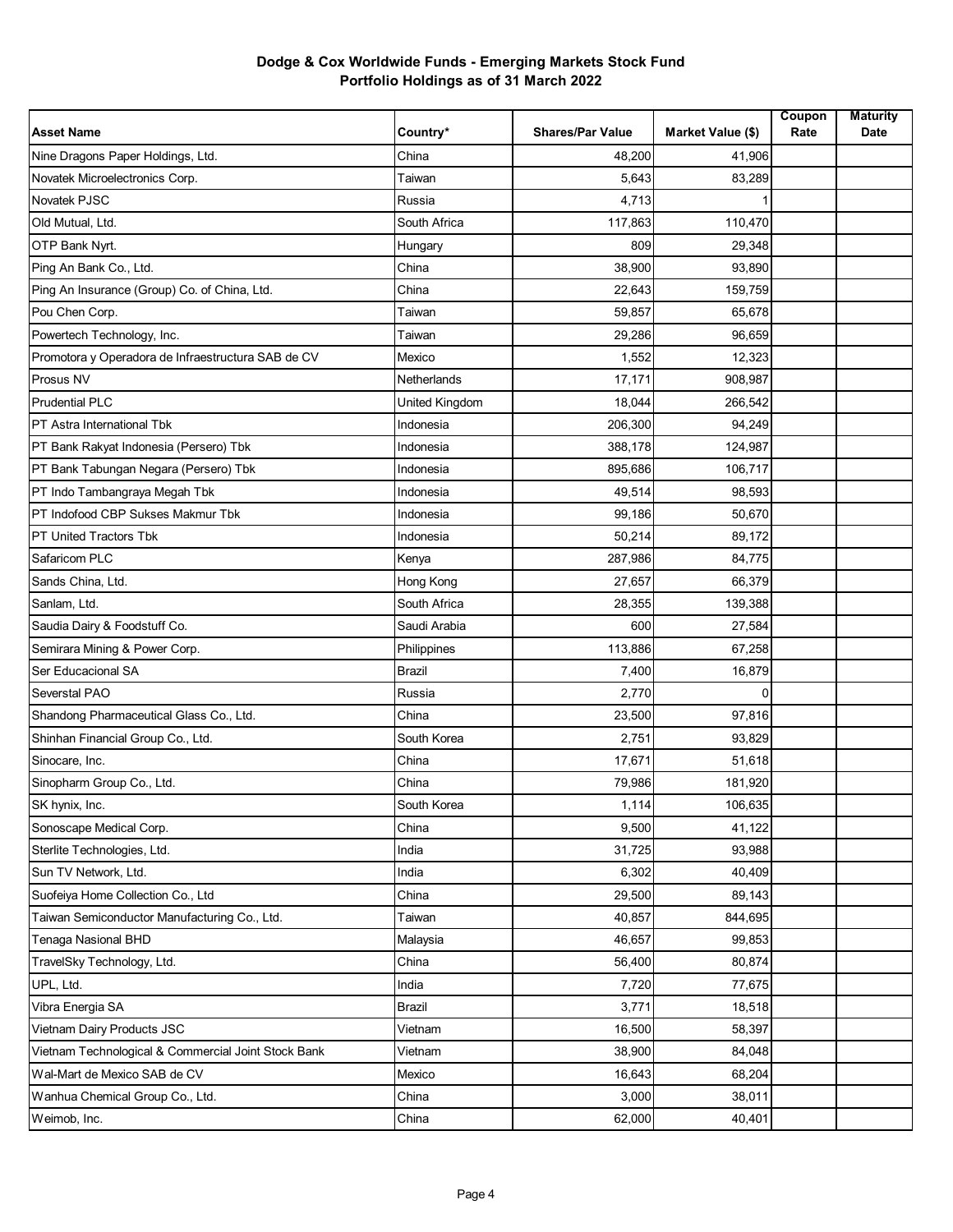# Dodge & Cox Worldwide Funds - Emerging Markets Stock Fund
## Portfolio Holdings as of 31 March 2022

| Asset Name | Country* | Shares/Par Value | Market Value ($) | Coupon Rate | Maturity Date |
|---|---|---|---|---|---|
| Nine Dragons Paper Holdings, Ltd. | China | 48,200 | 41,906 | | |
| Novatek Microelectronics Corp. | Taiwan | 5,643 | 83,289 | | |
| Novatek PJSC | Russia | 4,713 | 1 | | |
| Old Mutual, Ltd. | South Africa | 117,863 | 110,470 | | |
| OTP Bank Nyrt. | Hungary | 809 | 29,348 | | |
| Ping An Bank Co., Ltd. | China | 38,900 | 93,890 | | |
| Ping An Insurance (Group) Co. of China, Ltd. | China | 22,643 | 159,759 | | |
| Pou Chen Corp. | Taiwan | 59,857 | 65,678 | | |
| Powertech Technology, Inc. | Taiwan | 29,286 | 96,659 | | |
| Promotora y Operadora de Infraestructura SAB de CV | Mexico | 1,552 | 12,323 | | |
| Prosus NV | Netherlands | 17,171 | 908,987 | | |
| Prudential PLC | United Kingdom | 18,044 | 266,542 | | |
| PT Astra International Tbk | Indonesia | 206,300 | 94,249 | | |
| PT Bank Rakyat Indonesia (Persero) Tbk | Indonesia | 388,178 | 124,987 | | |
| PT Bank Tabungan Negara (Persero) Tbk | Indonesia | 895,686 | 106,717 | | |
| PT Indo Tambangraya Megah Tbk | Indonesia | 49,514 | 98,593 | | |
| PT Indofood CBP Sukses Makmur Tbk | Indonesia | 99,186 | 50,670 | | |
| PT United Tractors Tbk | Indonesia | 50,214 | 89,172 | | |
| Safaricom PLC | Kenya | 287,986 | 84,775 | | |
| Sands China, Ltd. | Hong Kong | 27,657 | 66,379 | | |
| Sanlam, Ltd. | South Africa | 28,355 | 139,388 | | |
| Saudia Dairy & Foodstuff Co. | Saudi Arabia | 600 | 27,584 | | |
| Semirara Mining & Power Corp. | Philippines | 113,886 | 67,258 | | |
| Ser Educacional SA | Brazil | 7,400 | 16,879 | | |
| Severstal PAO | Russia | 2,770 | 0 | | |
| Shandong Pharmaceutical Glass Co., Ltd. | China | 23,500 | 97,816 | | |
| Shinhan Financial Group Co., Ltd. | South Korea | 2,751 | 93,829 | | |
| Sinocare, Inc. | China | 17,671 | 51,618 | | |
| Sinopharm Group Co., Ltd. | China | 79,986 | 181,920 | | |
| SK hynix, Inc. | South Korea | 1,114 | 106,635 | | |
| Sonoscape Medical Corp. | China | 9,500 | 41,122 | | |
| Sterlite Technologies, Ltd. | India | 31,725 | 93,988 | | |
| Sun TV Network, Ltd. | India | 6,302 | 40,409 | | |
| Suofeiya Home Collection Co., Ltd | China | 29,500 | 89,143 | | |
| Taiwan Semiconductor Manufacturing Co., Ltd. | Taiwan | 40,857 | 844,695 | | |
| Tenaga Nasional BHD | Malaysia | 46,657 | 99,853 | | |
| TravelSky Technology, Ltd. | China | 56,400 | 80,874 | | |
| UPL, Ltd. | India | 7,720 | 77,675 | | |
| Vibra Energia SA | Brazil | 3,771 | 18,518 | | |
| Vietnam Dairy Products JSC | Vietnam | 16,500 | 58,397 | | |
| Vietnam Technological & Commercial Joint Stock Bank | Vietnam | 38,900 | 84,048 | | |
| Wal-Mart de Mexico SAB de CV | Mexico | 16,643 | 68,204 | | |
| Wanhua Chemical Group Co., Ltd. | China | 3,000 | 38,011 | | |
| Weimob, Inc. | China | 62,000 | 40,401 | | |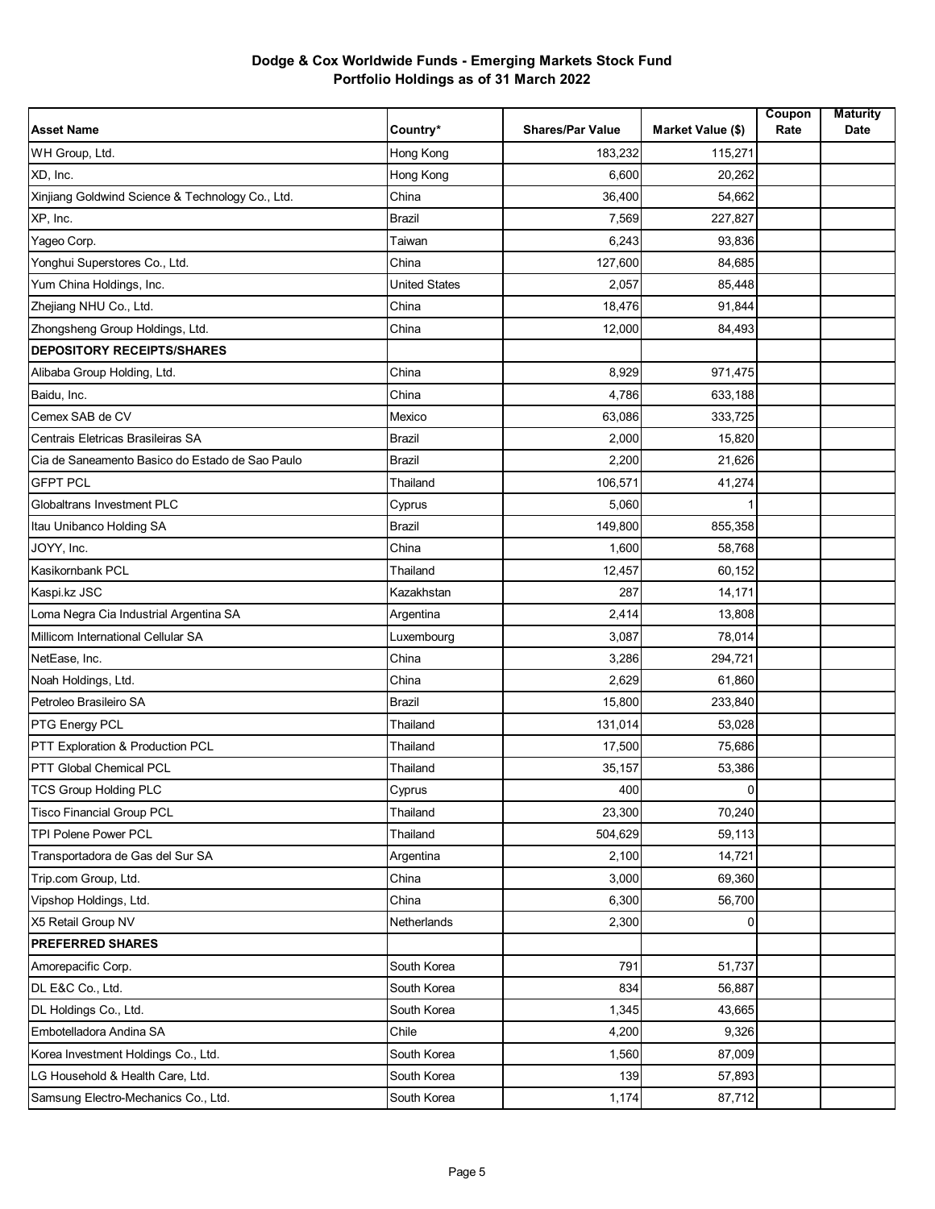# Dodge & Cox Worldwide Funds - Emerging Markets Stock Fund
## Portfolio Holdings as of 31 March 2022

| Asset Name | Country* | Shares/Par Value | Market Value ($) | Coupon Rate | Maturity Date |
|---|---|---|---|---|---|
| WH Group, Ltd. | Hong Kong | 183,232 | 115,271 | | |
| XD, Inc. | Hong Kong | 6,600 | 20,262 | | |
| Xinjiang Goldwind Science & Technology Co., Ltd. | China | 36,400 | 54,662 | | |
| XP, Inc. | Brazil | 7,569 | 227,827 | | |
| Yageo Corp. | Taiwan | 6,243 | 93,836 | | |
| Yonghui Superstores Co., Ltd. | China | 127,600 | 84,685 | | |
| Yum China Holdings, Inc. | United States | 2,057 | 85,448 | | |
| Zhejiang NHU Co., Ltd. | China | 18,476 | 91,844 | | |
| Zhongsheng Group Holdings, Ltd. | China | 12,000 | 84,493 | | |
| **DEPOSITORY RECEIPTS/SHARES** | | | | | |
| Alibaba Group Holding, Ltd. | China | 8,929 | 971,475 | | |
| Baidu, Inc. | China | 4,786 | 633,188 | | |
| Cemex SAB de CV | Mexico | 63,086 | 333,725 | | |
| Centrais Eletricas Brasileiras SA | Brazil | 2,000 | 15,820 | | |
| Cia de Saneamento Basico do Estado de Sao Paulo | Brazil | 2,200 | 21,626 | | |
| GFPT PCL | Thailand | 106,571 | 41,274 | | |
| Globaltrans Investment PLC | Cyprus | 5,060 | 1 | | |
| Itau Unibanco Holding SA | Brazil | 149,800 | 855,358 | | |
| JOYY, Inc. | China | 1,600 | 58,768 | | |
| Kasikornbank PCL | Thailand | 12,457 | 60,152 | | |
| Kaspi.kz JSC | Kazakhstan | 287 | 14,171 | | |
| Loma Negra Cia Industrial Argentina SA | Argentina | 2,414 | 13,808 | | |
| Millicom International Cellular SA | Luxembourg | 3,087 | 78,014 | | |
| NetEase, Inc. | China | 3,286 | 294,721 | | |
| Noah Holdings, Ltd. | China | 2,629 | 61,860 | | |
| Petroleo Brasileiro SA | Brazil | 15,800 | 233,840 | | |
| PTG Energy PCL | Thailand | 131,014 | 53,028 | | |
| PTT Exploration & Production PCL | Thailand | 17,500 | 75,686 | | |
| PTT Global Chemical PCL | Thailand | 35,157 | 53,386 | | |
| TCS Group Holding PLC | Cyprus | 400 | 0 | | |
| Tisco Financial Group PCL | Thailand | 23,300 | 70,240 | | |
| TPI Polene Power PCL | Thailand | 504,629 | 59,113 | | |
| Transportadora de Gas del Sur SA | Argentina | 2,100 | 14,721 | | |
| Trip.com Group, Ltd. | China | 3,000 | 69,360 | | |
| Vipshop Holdings, Ltd. | China | 6,300 | 56,700 | | |
| X5 Retail Group NV | Netherlands | 2,300 | 0 | | |
| **PREFERRED SHARES** | | | | | |
| Amorepacific Corp. | South Korea | 791 | 51,737 | | |
| DL E&C Co., Ltd. | South Korea | 834 | 56,887 | | |
| DL Holdings Co., Ltd. | South Korea | 1,345 | 43,665 | | |
| Embotelladora Andina SA | Chile | 4,200 | 9,326 | | |
| Korea Investment Holdings Co., Ltd. | South Korea | 1,560 | 87,009 | | |
| LG Household & Health Care, Ltd. | South Korea | 139 | 57,893 | | |
| Samsung Electro-Mechanics Co., Ltd. | South Korea | 1,174 | 87,712 | | |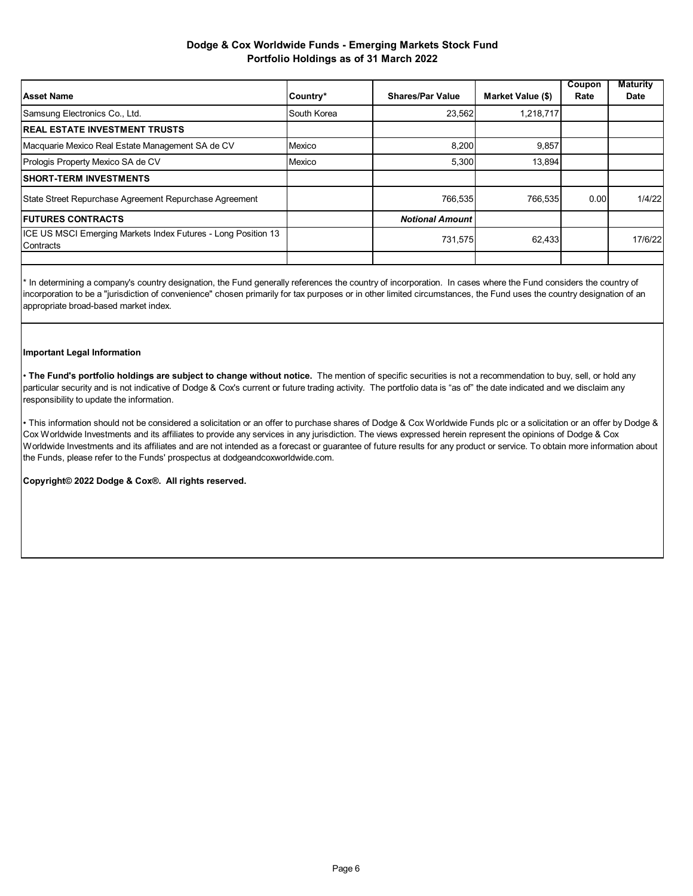# Dodge & Cox Worldwide Funds - Emerging Markets Stock Fund
## Portfolio Holdings as of 31 March 2022

| Asset Name | Country* | Shares/Par Value | Market Value ($) | Coupon Rate | Maturity Date |
|---|---|---|---|---|---|
| Samsung Electronics Co., Ltd. | South Korea | 23,562 | 1,218,717 | | |
| **REAL ESTATE INVESTMENT TRUSTS** | | | | | |
| Macquarie Mexico Real Estate Management SA de CV | Mexico | 8,200 | 9,857 | | |
| Prologis Property Mexico SA de CV | Mexico | 5,300 | 13,894 | | |
| **SHORT-TERM INVESTMENTS** | | | | | |
| State Street Repurchase Agreement Repurchase Agreement | | 766,535 | 766,535 | 0.00 | 1/4/22 |
| **FUTURES CONTRACTS** | | ***Notional Amount*** | | | |
| ICE US MSCI Emerging Markets Index Futures - Long Position 13 Contracts | | 731,575 | 62,433 | | 17/6/22 |
| | | | | | |

* In determining a company's country designation, the Fund generally references the country of incorporation. In cases where the Fund considers the country of incorporation to be a "jurisdiction of convenience" chosen primarily for tax purposes or in other limited circumstances, the Fund uses the country designation of an appropriate broad-based market index.

**Important Legal Information**

• **The Fund's portfolio holdings are subject to change without notice.** The mention of specific securities is not a recommendation to buy, sell, or hold any particular security and is not indicative of Dodge & Cox's current or future trading activity. The portfolio data is "as of" the date indicated and we disclaim any responsibility to update the information.

• This information should not be considered a solicitation or an offer to purchase shares of Dodge & Cox Worldwide Funds plc or a solicitation or an offer by Dodge & Cox Worldwide Investments and its affiliates to provide any services in any jurisdiction. The views expressed herein represent the opinions of Dodge & Cox Worldwide Investments and its affiliates and are not intended as a forecast or guarantee of future results for any product or service. To obtain more information about the Funds, please refer to the Funds' prospectus at dodgeandcoxworldwide.com.

**Copyright© 2022 Dodge & Cox®. All rights reserved.**